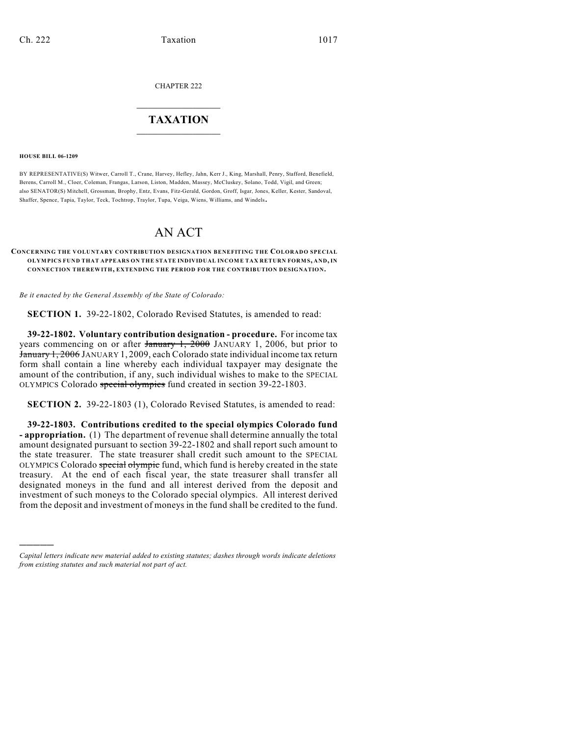CHAPTER 222

# TAXATION

**HOUSE BILL 06-1209**

BY REPRESENTATIVE(S) Witwer, Carroll T., Crane, Harvey, Hefley, Jahn, Kerr J., King, Marshall, Penry, Stafford, Benefield, Berens, Carroll M., Cloer, Coleman, Frangas, Larson, Liston, Madden, Massey, McCluskey, Solano, Todd, Vigil, and Green; also SENATOR(S) Mitchell, Grossman, Brophy, Entz, Evans, Fitz-Gerald, Gordon, Groff, Isgar, Jones, Keller, Kester, Sandoval, Shaffer, Spence, Tapia, Taylor, Teck, Tochtrop, Traylor, Tupa, Veiga, Wiens, Williams, and Windels.

# AN ACT

**CONCERNING THE VOLUNTARY CONTRIBUTION DESIGNATION BENEFITING THE COLORADO SPECIAL OLYMPICS FUND THAT APPEARS ON THE STATE INDIVIDUAL INCOME TAX RETURN FORMS, AND, IN CONNECTION THEREWITH, EXTENDING THE PERIOD FOR THE CONTRIBUTION DESIGNATION.**

*Be it enacted by the General Assembly of the State of Colorado:*

**SECTION 1.** 39-22-1802, Colorado Revised Statutes, is amended to read:

**39-22-1802. Voluntary contribution designation - procedure.** For income tax years commencing on or after ~~January 1, 2000~~ JANUARY 1, 2006, but prior to ~~January 1, 2006~~ JANUARY 1, 2009, each Colorado state individual income tax return form shall contain a line whereby each individual taxpayer may designate the amount of the contribution, if any, such individual wishes to make to the SPECIAL OLYMPICS Colorado ~~special olympics~~ fund created in section 39-22-1803.

**SECTION 2.** 39-22-1803 (1), Colorado Revised Statutes, is amended to read:

**39-22-1803. Contributions credited to the special olympics Colorado fund - appropriation.** (1) The department of revenue shall determine annually the total amount designated pursuant to section 39-22-1802 and shall report such amount to the state treasurer. The state treasurer shall credit such amount to the SPECIAL OLYMPICS Colorado ~~special olympic~~ fund, which fund is hereby created in the state treasury. At the end of each fiscal year, the state treasurer shall transfer all designated moneys in the fund and all interest derived from the deposit and investment of such moneys to the Colorado special olympics. All interest derived from the deposit and investment of moneys in the fund shall be credited to the fund.

---

*Capital letters indicate new material added to existing statutes; dashes through words indicate deletions from existing statutes and such material not part of act.*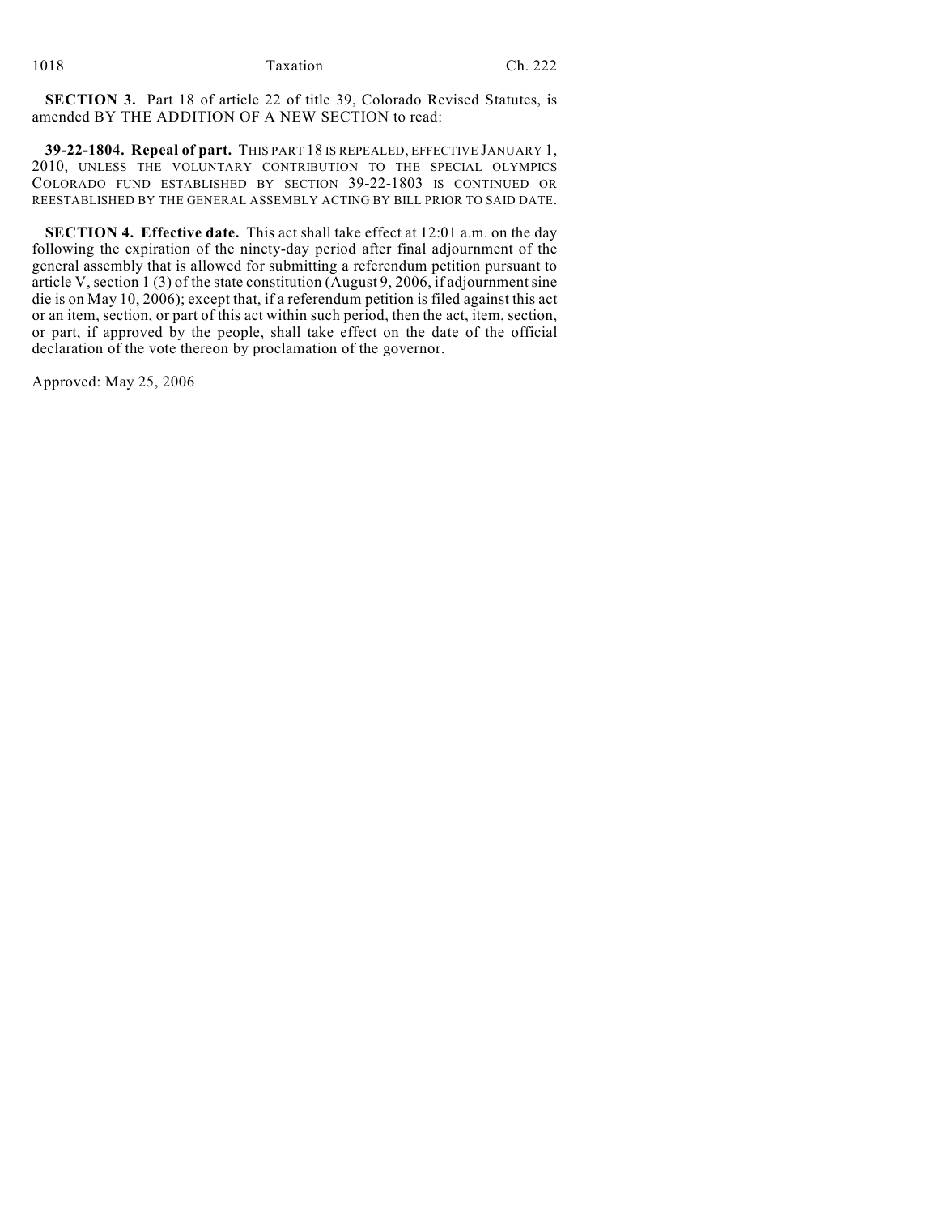**SECTION 3.** Part 18 of article 22 of title 39, Colorado Revised Statutes, is amended BY THE ADDITION OF A NEW SECTION to read:

**39-22-1804. Repeal of part.** THIS PART 18 IS REPEALED, EFFECTIVE JANUARY 1, 2010, UNLESS THE VOLUNTARY CONTRIBUTION TO THE SPECIAL OLYMPICS COLORADO FUND ESTABLISHED BY SECTION 39-22-1803 IS CONTINUED OR REESTABLISHED BY THE GENERAL ASSEMBLY ACTING BY BILL PRIOR TO SAID DATE.

**SECTION 4. Effective date.** This act shall take effect at 12:01 a.m. on the day following the expiration of the ninety-day period after final adjournment of the general assembly that is allowed for submitting a referendum petition pursuant to article V, section 1 (3) of the state constitution (August 9, 2006, if adjournment sine die is on May 10, 2006); except that, if a referendum petition is filed against this act or an item, section, or part of this act within such period, then the act, item, section, or part, if approved by the people, shall take effect on the date of the official declaration of the vote thereon by proclamation of the governor.

Approved: May 25, 2006